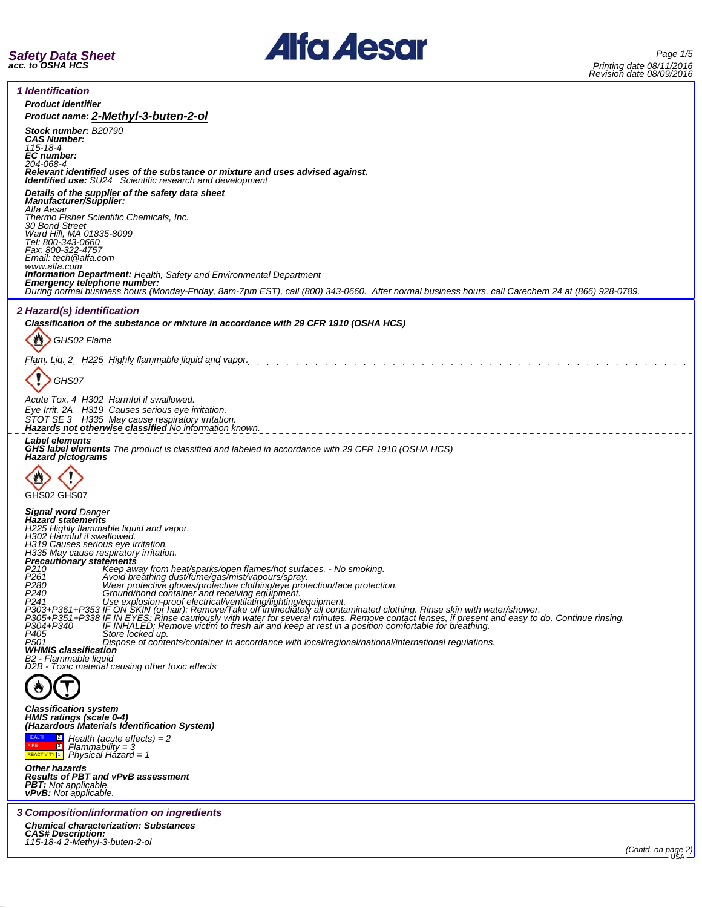**Safety Data Sheet**
**acc. to OSHA HCS**

Printing date 08/11/2016
Revision date 08/09/2016

## 1 Identification

**Product identifier**

**Product name:** **2-Methyl-3-buten-2-ol**

**Stock number:** B20790
**CAS Number:**
115-18-4
**EC number:**
204-068-4
**Relevant identified uses of the substance or mixture and uses advised against.**
**Identified use:** SU24 Scientific research and development

**Details of the supplier of the safety data sheet**
**Manufacturer/Supplier:**
Alfa Aesar
Thermo Fisher Scientific Chemicals, Inc.
30 Bond Street
Ward Hill, MA 01835-8099
Tel: 800-343-0660
Fax: 800-322-4757
Email: tech@alfa.com
www.alfa.com
**Information Department:** Health, Safety and Environmental Department
**Emergency telephone number:**
During normal business hours (Monday-Friday, 8am-7pm EST), call (800) 343-0660. After normal business hours, call Carechem 24 at (866) 928-0789.

## 2 Hazard(s) identification

**Classification of the substance or mixture in accordance with 29 CFR 1910 (OSHA HCS)**

GHS02 Flame

Flam. Liq. 2 H225 Highly flammable liquid and vapor.

GHS07

Acute Tox. 4 H302 Harmful if swallowed.
Eye Irrit. 2A H319 Causes serious eye irritation.
STOT SE 3 H335 May cause respiratory irritation.
**Hazards not otherwise classified** No information known.

**Label elements**
**GHS label elements** The product is classified and labeled in accordance with 29 CFR 1910 (OSHA HCS)
**Hazard pictograms**

GHS02 GHS07

**Signal word** Danger
**Hazard statements**
H225 Highly flammable liquid and vapor.
H302 Harmful if swallowed.
H319 Causes serious eye irritation.
H335 May cause respiratory irritation.
**Precautionary statements**
P210 Keep away from heat/sparks/open flames/hot surfaces. - No smoking.
P261 Avoid breathing dust/fume/gas/mist/vapours/spray.
P280 Wear protective gloves/protective clothing/eye protection/face protection.
P240 Ground/bond container and receiving equipment.
P241 Use explosion-proof electrical/ventilating/lighting/equipment.
P303+P361+P353 IF ON SKIN (or hair): Remove/Take off immediately all contaminated clothing. Rinse skin with water/shower.
P305+P351+P338 IF IN EYES: Rinse cautiously with water for several minutes. Remove contact lenses, if present and easy to do. Continue rinsing.
P304+P340 IF INHALED: Remove victim to fresh air and keep at rest in a position comfortable for breathing.
P405 Store locked up.
P501 Dispose of contents/container in accordance with local/regional/national/international regulations.
**WHMIS classification**
B2 - Flammable liquid
D2B - Toxic material causing other toxic effects

**Classification system**
**HMIS ratings (scale 0-4)**
**(Hazardous Materials Identification System)**
Health (acute effects) = 2
Flammability = 3
Physical Hazard = 1

**Other hazards**
**Results of PBT and vPvB assessment**
**PBT:** Not applicable.
**vPvB:** Not applicable.

## 3 Composition/information on ingredients

**Chemical characterization: Substances**
**CAS# Description:**
115-18-4 2-Methyl-3-buten-2-ol

(Contd. on page 2)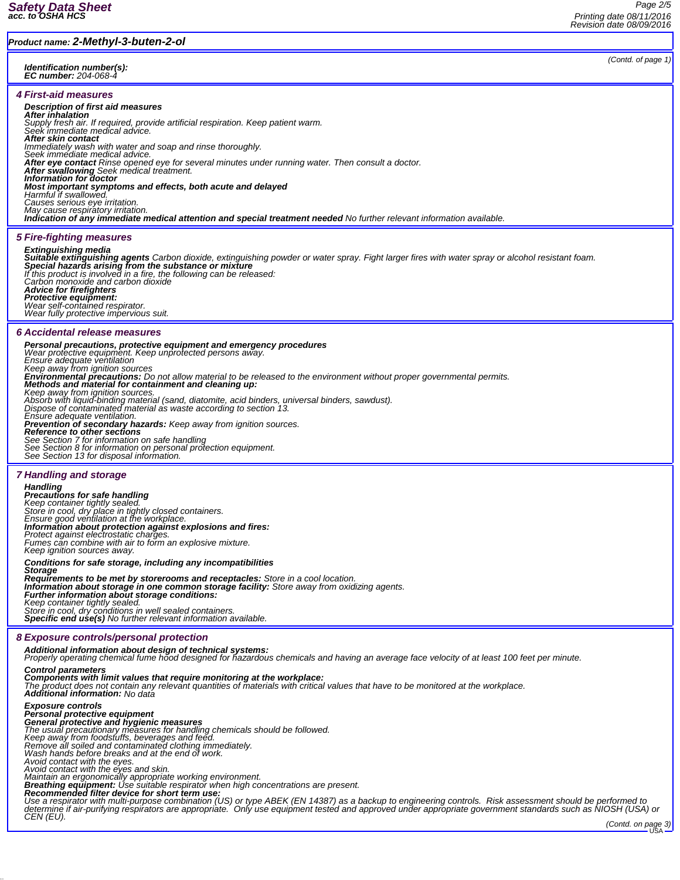**Product name: 2-Methyl-3-buten-2-ol**

(Contd. of page 1)

**Identification number(s):**
**EC number:** 204-068-4

## 4 First-aid measures

**Description of first aid measures**
**After inhalation**
Supply fresh air. If required, provide artificial respiration. Keep patient warm.
Seek immediate medical advice.
**After skin contact**
Immediately wash with water and soap and rinse thoroughly.
Seek immediate medical advice.
**After eye contact** Rinse opened eye for several minutes under running water. Then consult a doctor.
**After swallowing** Seek medical treatment.
**Information for doctor**
**Most important symptoms and effects, both acute and delayed**
Harmful if swallowed.
Causes serious eye irritation.
May cause respiratory irritation.
**Indication of any immediate medical attention and special treatment needed** No further relevant information available.

## 5 Fire-fighting measures

**Extinguishing media**
**Suitable extinguishing agents** Carbon dioxide, extinguishing powder or water spray. Fight larger fires with water spray or alcohol resistant foam.
**Special hazards arising from the substance or mixture**
If this product is involved in a fire, the following can be released:
Carbon monoxide and carbon dioxide
**Advice for firefighters**
**Protective equipment:**
Wear self-contained respirator.
Wear fully protective impervious suit.

## 6 Accidental release measures

**Personal precautions, protective equipment and emergency procedures**
Wear protective equipment. Keep unprotected persons away.
Ensure adequate ventilation
Keep away from ignition sources
**Environmental precautions:** Do not allow material to be released to the environment without proper governmental permits.
**Methods and material for containment and cleaning up:**
Keep away from ignition sources.
Absorb with liquid-binding material (sand, diatomite, acid binders, universal binders, sawdust).
Dispose of contaminated material as waste according to section 13.
Ensure adequate ventilation.
**Prevention of secondary hazards:** Keep away from ignition sources.
**Reference to other sections**
See Section 7 for information on safe handling
See Section 8 for information on personal protection equipment.
See Section 13 for disposal information.

## 7 Handling and storage

**Handling**
**Precautions for safe handling**
Keep container tightly sealed.
Store in cool, dry place in tightly closed containers.
Ensure good ventilation at the workplace.
**Information about protection against explosions and fires:**
Protect against electrostatic charges.
Fumes can combine with air to form an explosive mixture.
Keep ignition sources away.

**Conditions for safe storage, including any incompatibilities**
**Storage**
**Requirements to be met by storerooms and receptacles:** Store in a cool location.
**Information about storage in one common storage facility:** Store away from oxidizing agents.
**Further information about storage conditions:**
Keep container tightly sealed.
Store in cool, dry conditions in well sealed containers.
**Specific end use(s)** No further relevant information available.

## 8 Exposure controls/personal protection

**Additional information about design of technical systems:**
Properly operating chemical fume hood designed for hazardous chemicals and having an average face velocity of at least 100 feet per minute.

**Control parameters**
**Components with limit values that require monitoring at the workplace:**
The product does not contain any relevant quantities of materials with critical values that have to be monitored at the workplace.
**Additional information:** No data

**Exposure controls**
**Personal protective equipment**
**General protective and hygienic measures**
The usual precautionary measures for handling chemicals should be followed.
Keep away from foodstuffs, beverages and feed.
Remove all soiled and contaminated clothing immediately.
Wash hands before breaks and at the end of work.
Avoid contact with the eyes.
Avoid contact with the eyes and skin.
Maintain an ergonomically appropriate working environment.
**Breathing equipment:** Use suitable respirator when high concentrations are present.
**Recommended filter device for short term use:**
Use a respirator with multi-purpose combination (US) or type ABEK (EN 14387) as a backup to engineering controls. Risk assessment should be performed to determine if air-purifying respirators are appropriate. Only use equipment tested and approved under appropriate government standards such as NIOSH (USA) or CEN (EU).

(Contd. on page 3)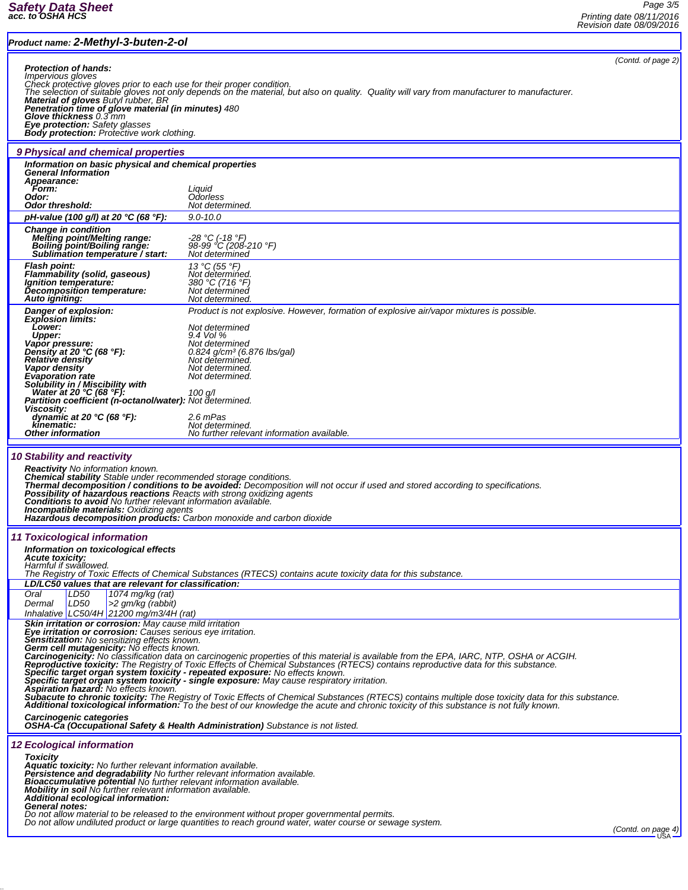**Product name: 2-Methyl-3-buten-2-ol**

(Contd. of page 2)

**Protection of hands:**
Impervious gloves
Check protective gloves prior to each use for their proper condition.
The selection of suitable gloves not only depends on the material, but also on quality. Quality will vary from manufacturer to manufacturer.
**Material of gloves** Butyl rubber, BR
**Penetration time of glove material (in minutes)** 480
**Glove thickness** 0.3 mm
**Eye protection:** Safety glasses
**Body protection:** Protective work clothing.

## 9 Physical and chemical properties

**Information on basic physical and chemical properties**
**General Information**

| | |
|---|---|
| **Appearance:** | |
| **Form:** | Liquid |
| **Odor:** | Odorless |
| **Odor threshold:** | Not determined. |
| **pH-value (100 g/l) at 20 °C (68 °F):** | 9.0-10.0 |
| **Change in condition** | |
| **Melting point/Melting range:** | -28 °C (-18 °F) |
| **Boiling point/Boiling range:** | 98-99 °C (208-210 °F) |
| **Sublimation temperature / start:** | Not determined |
| **Flash point:** | 13 °C (55 °F) |
| **Flammability (solid, gaseous)** | Not determined. |
| **Ignition temperature:** | 380 °C (716 °F) |
| **Decomposition temperature:** | Not determined |
| **Auto igniting:** | Not determined. |
| **Danger of explosion:** | Product is not explosive. However, formation of explosive air/vapor mixtures is possible. |
| **Explosion limits:** | |
| **Lower:** | Not determined |
| **Upper:** | 9.4 Vol % |
| **Vapor pressure:** | Not determined |
| **Density at 20 °C (68 °F):** | 0.824 g/cm³ (6.876 lbs/gal) |
| **Relative density** | Not determined. |
| **Vapor density** | Not determined. |
| **Evaporation rate** | Not determined. |
| **Solubility in / Miscibility with** | |
| **Water at 20 °C (68 °F):** | 100 g/l |
| **Partition coefficient (n-octanol/water):** | Not determined. |
| **Viscosity:** | |
| **dynamic at 20 °C (68 °F):** | 2.6 mPas |
| **kinematic:** | Not determined. |
| **Other information** | No further relevant information available. |

## 10 Stability and reactivity

**Reactivity** No information known.
**Chemical stability** Stable under recommended storage conditions.
**Thermal decomposition / conditions to be avoided:** Decomposition will not occur if used and stored according to specifications.
**Possibility of hazardous reactions** Reacts with strong oxidizing agents
**Conditions to avoid** No further relevant information available.
**Incompatible materials:** Oxidizing agents
**Hazardous decomposition products:** Carbon monoxide and carbon dioxide

## 11 Toxicological information

**Information on toxicological effects**
**Acute toxicity:**
Harmful if swallowed.
The Registry of Toxic Effects of Chemical Substances (RTECS) contains acute toxicity data for this substance.

**LD/LC50 values that are relevant for classification:**

| | | |
|---|---|---|
| Oral | LD50 | 1074 mg/kg (rat) |
| Dermal | LD50 | >2 gm/kg (rabbit) |
| Inhalative | LC50/4H | 21200 mg/m3/4H (rat) |

**Skin irritation or corrosion:** May cause mild irritation
**Eye irritation or corrosion:** Causes serious eye irritation.
**Sensitization:** No sensitizing effects known.
**Germ cell mutagenicity:** No effects known.
**Carcinogenicity:** No classification data on carcinogenic properties of this material is available from the EPA, IARC, NTP, OSHA or ACGIH.
**Reproductive toxicity:** The Registry of Toxic Effects of Chemical Substances (RTECS) contains reproductive data for this substance.
**Specific target organ system toxicity - repeated exposure:** No effects known.
**Specific target organ system toxicity - single exposure:** May cause respiratory irritation.
**Aspiration hazard:** No effects known.
**Subacute to chronic toxicity:** The Registry of Toxic Effects of Chemical Substances (RTECS) contains multiple dose toxicity data for this substance.
**Additional toxicological information:** To the best of our knowledge the acute and chronic toxicity of this substance is not fully known.

**Carcinogenic categories**
**OSHA-Ca (Occupational Safety & Health Administration)** Substance is not listed.

## 12 Ecological information

**Toxicity**
**Aquatic toxicity:** No further relevant information available.
**Persistence and degradability** No further relevant information available.
**Bioaccumulative potential** No further relevant information available.
**Mobility in soil** No further relevant information available.
**Additional ecological information:**
**General notes:**
Do not allow material to be released to the environment without proper governmental permits.
Do not allow undiluted product or large quantities to reach ground water, water course or sewage system.

(Contd. on page 4)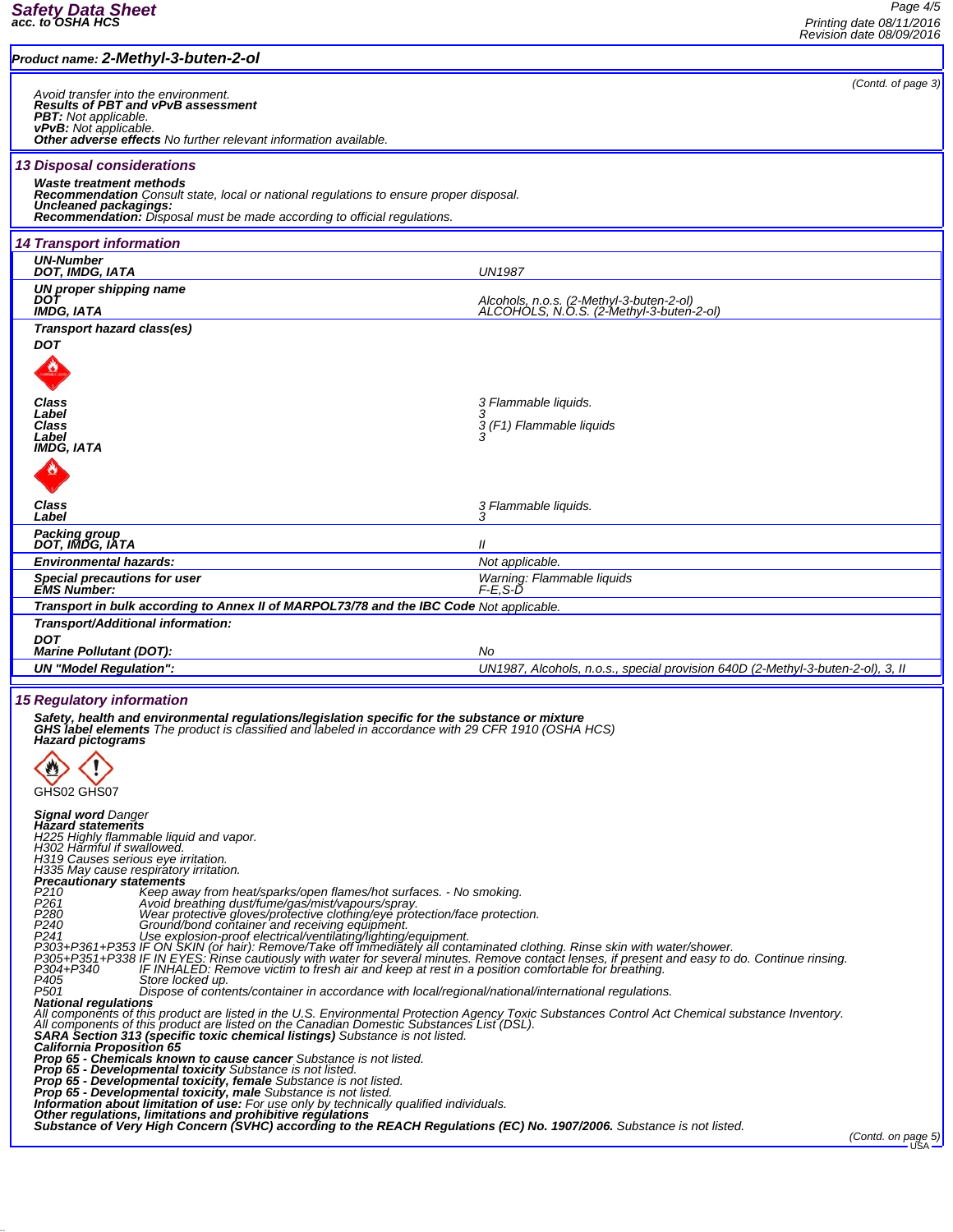**Product name: 2-Methyl-3-buten-2-ol**

(Contd. of page 3)

Avoid transfer into the environment.
**Results of PBT and vPvB assessment**
***PBT:*** Not applicable.
***vPvB:*** Not applicable.
**Other adverse effects** No further relevant information available.

## 13 Disposal considerations

**Waste treatment methods**
**Recommendation** Consult state, local or national regulations to ensure proper disposal.
**Uncleaned packagings:**
**Recommendation:** Disposal must be made according to official regulations.

## 14 Transport information

| | |
|---|---|
| **UN-Number** | |
| **DOT, IMDG, IATA** | UN1987 |
| **UN proper shipping name** | |
| **DOT** | Alcohols, n.o.s. (2-Methyl-3-buten-2-ol) |
| **IMDG, IATA** | ALCOHOLS, N.O.S. (2-Methyl-3-buten-2-ol) |
| **Transport hazard class(es)** | |
| **DOT** | |
| **Class** | 3 Flammable liquids. |
| **Label** | 3 |
| **Class** | 3 (F1) Flammable liquids |
| **Label** | 3 |
| **IMDG, IATA** | |
| **Class** | 3 Flammable liquids. |
| **Label** | 3 |
| **Packing group** | |
| **DOT, IMDG, IATA** | II |
| **Environmental hazards:** | Not applicable. |
| **Special precautions for user** | Warning: Flammable liquids |
| **EMS Number:** | F-E,S-D |
| **Transport in bulk according to Annex II of MARPOL73/78 and the IBC Code** | Not applicable. |
| **Transport/Additional information:** | |
| **DOT** | |
| **Marine Pollutant (DOT):** | No |
| **UN "Model Regulation":** | UN1987, Alcohols, n.o.s., special provision 640D (2-Methyl-3-buten-2-ol), 3, II |

## 15 Regulatory information

**Safety, health and environmental regulations/legislation specific for the substance or mixture**
**GHS label elements** The product is classified and labeled in accordance with 29 CFR 1910 (OSHA HCS)
**Hazard pictograms**

GHS02 GHS07

**Signal word** Danger
**Hazard statements**
H225 Highly flammable liquid and vapor.
H302 Harmful if swallowed.
H319 Causes serious eye irritation.
H335 May cause respiratory irritation.
**Precautionary statements**

| | |
|---|---|
| P210 | Keep away from heat/sparks/open flames/hot surfaces. - No smoking. |
| P261 | Avoid breathing dust/fume/gas/mist/vapours/spray. |
| P280 | Wear protective gloves/protective clothing/eye protection/face protection. |
| P240 | Ground/bond container and receiving equipment. |
| P241 | Use explosion-proof electrical/ventilating/lighting/equipment. |
| P303+P361+P353 | IF ON SKIN (or hair): Remove/Take off immediately all contaminated clothing. Rinse skin with water/shower. |
| P305+P351+P338 | IF IN EYES: Rinse cautiously with water for several minutes. Remove contact lenses, if present and easy to do. Continue rinsing. |
| P304+P340 | IF INHALED: Remove victim to fresh air and keep at rest in a position comfortable for breathing. |
| P405 | Store locked up. |
| P501 | Dispose of contents/container in accordance with local/regional/national/international regulations. |

**National regulations**
All components of this product are listed in the U.S. Environmental Protection Agency Toxic Substances Control Act Chemical substance Inventory.
All components of this product are listed on the Canadian Domestic Substances List (DSL).
**SARA Section 313 (specific toxic chemical listings)** Substance is not listed.
**California Proposition 65**
**Prop 65 - Chemicals known to cause cancer** Substance is not listed.
**Prop 65 - Developmental toxicity** Substance is not listed.
**Prop 65 - Developmental toxicity, female** Substance is not listed.
**Prop 65 - Developmental toxicity, male** Substance is not listed.
**Information about limitation of use:** For use only by technically qualified individuals.
**Other regulations, limitations and prohibitive regulations**
**Substance of Very High Concern (SVHC) according to the REACH Regulations (EC) No. 1907/2006.** Substance is not listed.

(Contd. on page 5)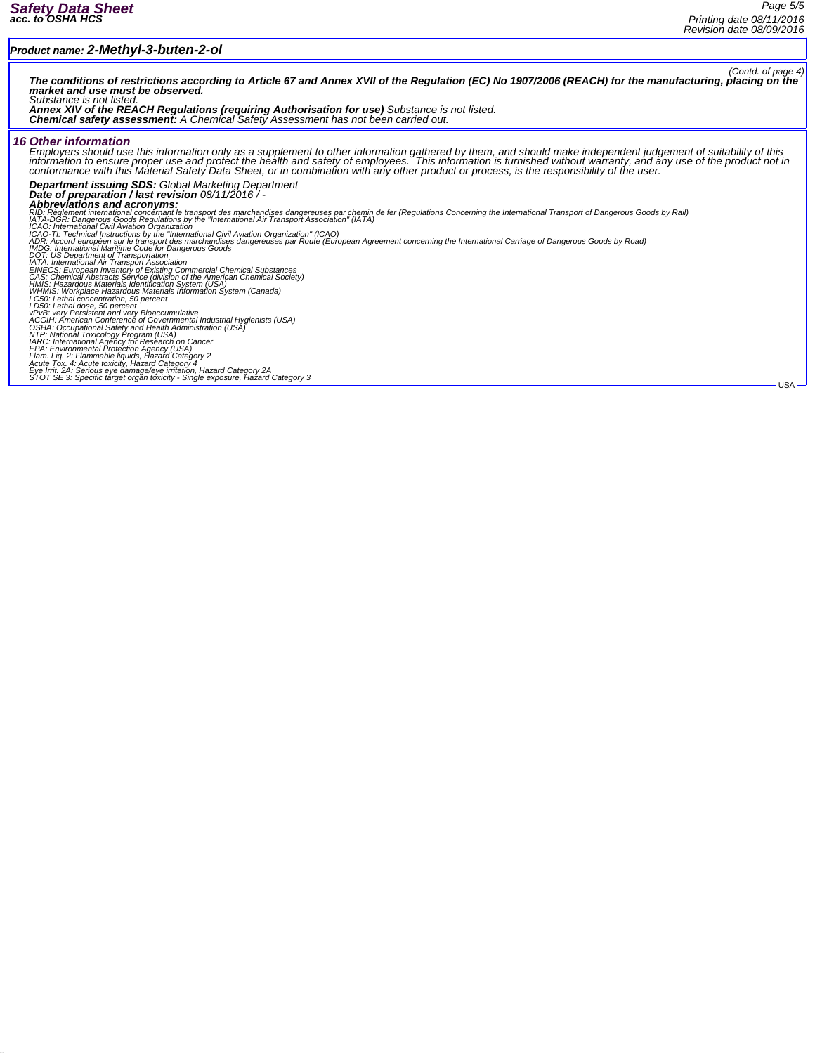**Product name: 2-Methyl-3-buten-2-ol**

(Contd. of page 4)

**The conditions of restrictions according to Article 67 and Annex XVII of the Regulation (EC) No 1907/2006 (REACH) for the manufacturing, placing on the market and use must be observed.**

Substance is not listed.

**Annex XIV of the REACH Regulations (requiring Authorisation for use)** Substance is not listed.

**Chemical safety assessment:** A Chemical Safety Assessment has not been carried out.

## 16 Other information

Employers should use this information only as a supplement to other information gathered by them, and should make independent judgement of suitability of this information to ensure proper use and protect the health and safety of employees. This information is furnished without warranty, and any use of the product not in conformance with this Material Safety Data Sheet, or in combination with any other product or process, is the responsibility of the user.

**Department issuing SDS:** Global Marketing Department

**Date of preparation / last revision** 08/11/2016 / -

**Abbreviations and acronyms:**

RID: Règlement international concernant le transport des marchandises dangereuses par chemin de fer (Regulations Concerning the International Transport of Dangerous Goods by Rail)
IATA-DGR: Dangerous Goods Regulations by the "International Air Transport Association" (IATA)
ICAO: International Civil Aviation Organization
ICAO-TI: Technical Instructions by the "International Civil Aviation Organization" (ICAO)
ADR: Accord européen sur le transport des marchandises dangereuses par Route (European Agreement concerning the International Carriage of Dangerous Goods by Road)
IMDG: International Maritime Code for Dangerous Goods
DOT: US Department of Transportation
IATA: International Air Transport Association
EINECS: European Inventory of Existing Commercial Chemical Substances
CAS: Chemical Abstracts Service (division of the American Chemical Society)
HMIS: Hazardous Materials Identification System (USA)
WHMIS: Workplace Hazardous Materials Information System (Canada)
LC50: Lethal concentration, 50 percent
LD50: Lethal dose, 50 percent
vPvB: very Persistent and very Bioaccumulative
ACGIH: American Conference of Governmental Industrial Hygienists (USA)
OSHA: Occupational Safety and Health Administration (USA)
NTP: National Toxicology Program (USA)
IARC: International Agency for Research on Cancer
EPA: Environmental Protection Agency (USA)
Flam. Liq. 2: Flammable liquids, Hazard Category 2
Acute Tox. 4: Acute toxicity, Hazard Category 4
Eye Irrit. 2A: Serious eye damage/eye irritation, Hazard Category 2A
STOT SE 3: Specific target organ toxicity - Single exposure, Hazard Category 3